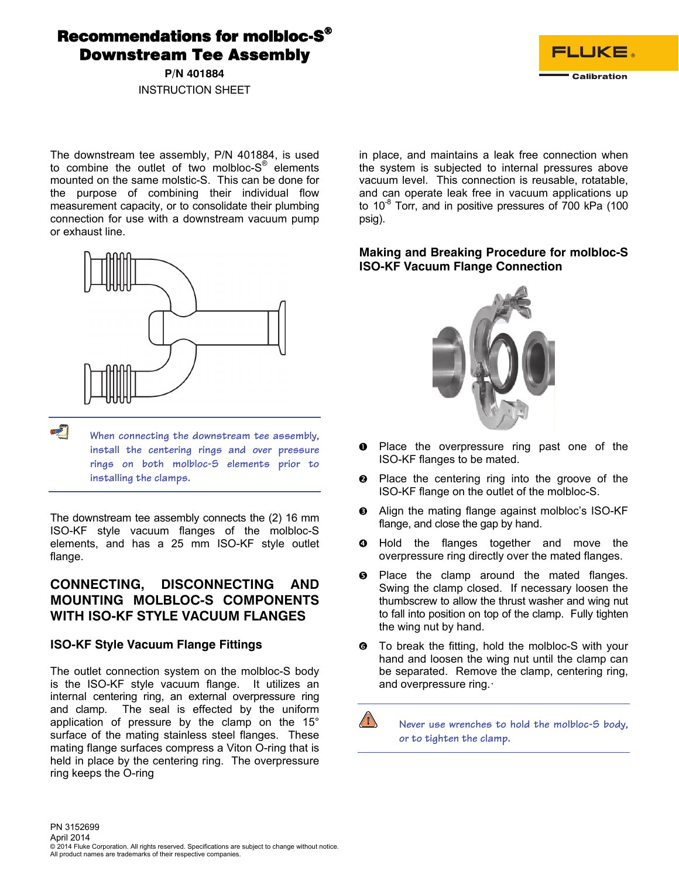# Recommendations for molbloc-S® Downstream Tee Assembly

**P/N 401884**

INSTRUCTION SHEET

The downstream tee assembly, P/N 401884, is used to combine the outlet of two molbloc-S® elements mounted on the same molstic-S. This can be done for the purpose of combining their individual flow measurement capacity, or to consolidate their plumbing connection for use with a downstream vacuum pump or exhaust line.

*When connecting the downstream tee assembly, install the centering rings and over pressure rings on both molbloc-S elements prior to installing the clamps.*

The downstream tee assembly connects the (2) 16 mm ISO-KF style vacuum flanges of the molbloc-S elements, and has a 25 mm ISO-KF style outlet flange.

## CONNECTING, DISCONNECTING AND MOUNTING MOLBLOC-S COMPONENTS WITH ISO-KF STYLE VACUUM FLANGES

### ISO-KF Style Vacuum Flange Fittings

The outlet connection system on the molbloc-S body is the ISO-KF style vacuum flange. It utilizes an internal centering ring, an external overpressure ring and clamp. The seal is effected by the uniform application of pressure by the clamp on the 15° surface of the mating stainless steel flanges. These mating flange surfaces compress a Viton O-ring that is held in place by the centering ring. The overpressure ring keeps the O-ring in place, and maintains a leak free connection when the system is subjected to internal pressures above vacuum level. This connection is reusable, rotatable, and can operate leak free in vacuum applications up to $10^{-8}$ Torr, and in positive pressures of 700 kPa (100 psig).

### Making and Breaking Procedure for molbloc-S ISO-KF Vacuum Flange Connection

1. Place the overpressure ring past one of the ISO-KF flanges to be mated.
2. Place the centering ring into the groove of the ISO-KF flange on the outlet of the molbloc-S.
3. Align the mating flange against molbloc's ISO-KF flange, and close the gap by hand.
4. Hold the flanges together and move the overpressure ring directly over the mated flanges.
5. Place the clamp around the mated flanges. Swing the clamp closed. If necessary loosen the thumbscrew to allow the thrust washer and wing nut to fall into position on top of the clamp. Fully tighten the wing nut by hand.
6. To break the fitting, hold the molbloc-S with your hand and loosen the wing nut until the clamp can be separated. Remove the clamp, centering ring, and overpressure ring.·

*Never use wrenches to hold the molbloc-S body, or to tighten the clamp.*

PN 3152699
April 2014
© 2014 Fluke Corporation. All rights reserved. Specifications are subject to change without notice.
All product names are trademarks of their respective companies.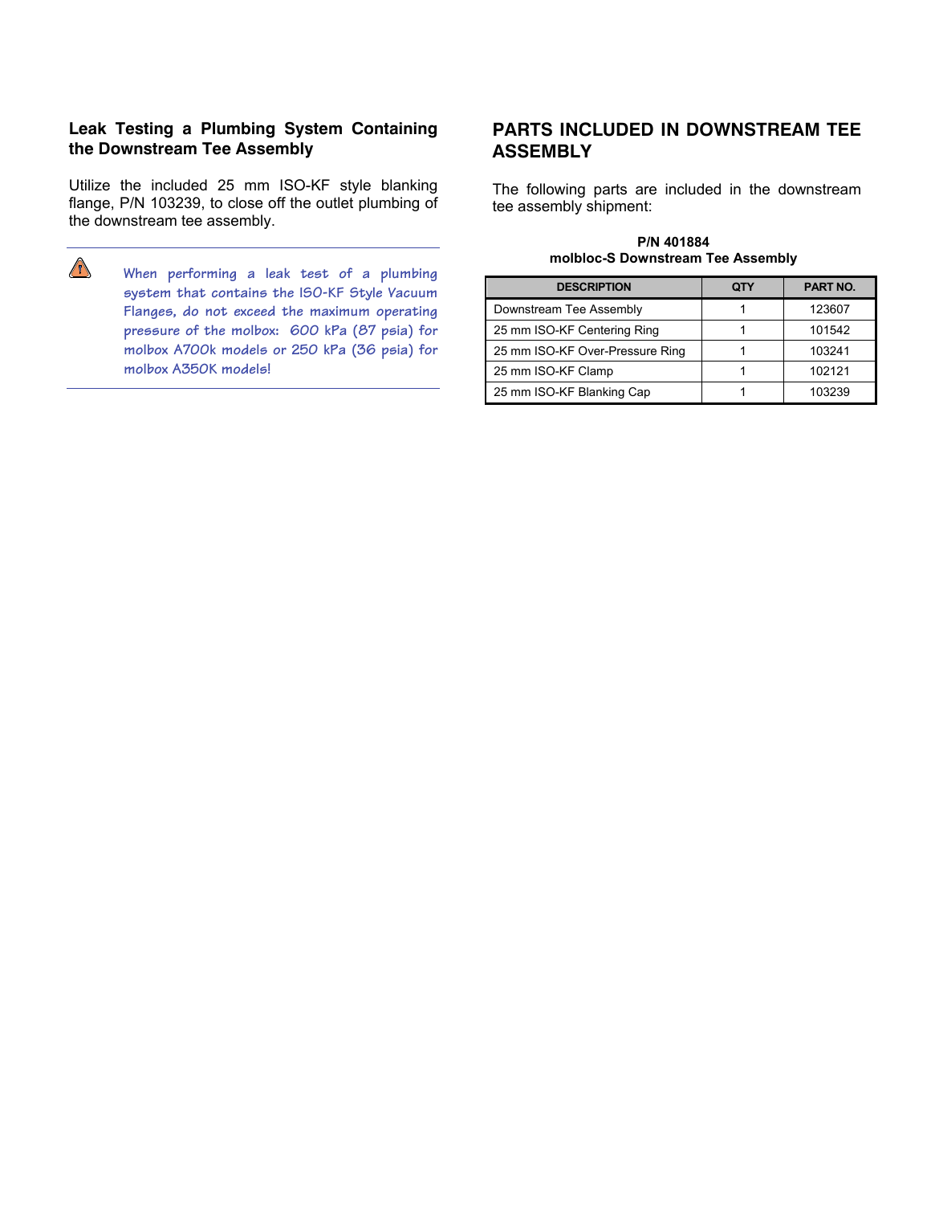### Leak Testing a Plumbing System Containing the Downstream Tee Assembly

Utilize the included 25 mm ISO-KF style blanking flange, P/N 103239, to close off the outlet plumbing of the downstream tee assembly.

---

*When performing a leak test of a plumbing system that contains the ISO-KF Style Vacuum Flanges, do not exceed the maximum operating pressure of the molbox: 600 kPa (87 psia) for molbox A700k models or 250 kPa (36 psia) for molbox A350K models!*

---

## PARTS INCLUDED IN DOWNSTREAM TEE ASSEMBLY

The following parts are included in the downstream tee assembly shipment:

**P/N 401884**
**molbloc-S Downstream Tee Assembly**

| DESCRIPTION | QTY | PART NO. |
|---|---|---|
| Downstream Tee Assembly | 1 | 123607 |
| 25 mm ISO-KF Centering Ring | 1 | 101542 |
| 25 mm ISO-KF Over-Pressure Ring | 1 | 103241 |
| 25 mm ISO-KF Clamp | 1 | 102121 |
| 25 mm ISO-KF Blanking Cap | 1 | 103239 |